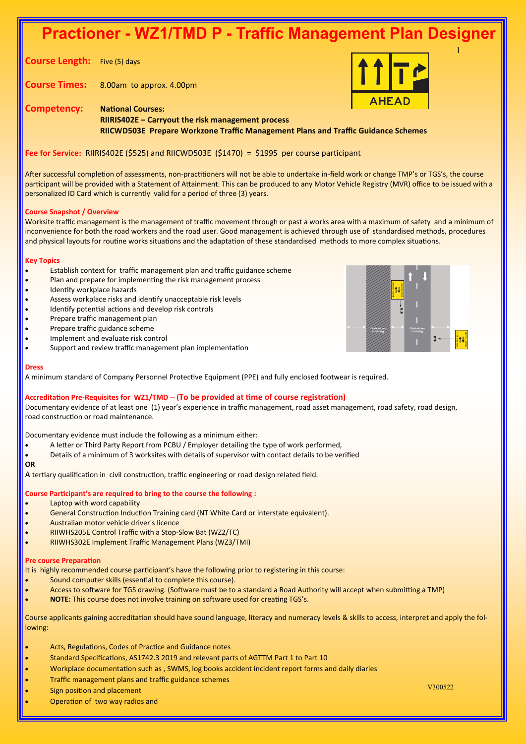# Practioner - WZ1/TMD P - Traffic Management Plan Designer

**Course Length:** Five (5) days

**Course Times:** 8.00am to approx. 4.00pm

**Competency:** **National Courses:**
**RIIRIS402E – Carryout the risk management process**
**RIICWD503E Prepare Workzone Traffic Management Plans and Traffic Guidance Schemes**

**Fee for Service:** RIIRIS402E ($525) and RIICWD503E ($1470) = $1995 per course participant

After successful completion of assessments, non-practitioners will not be able to undertake in-field work or change TMP's or TGS's, the course participant will be provided with a Statement of Attainment. This can be produced to any Motor Vehicle Registry (MVR) office to be issued with a personalized ID Card which is currently valid for a period of three (3) years.

### Course Snapshot / Overview

Worksite traffic management is the management of traffic movement through or past a works area with a maximum of safety and a minimum of inconvenience for both the road workers and the road user. Good management is achieved through use of standardised methods, procedures and physical layouts for routine works situations and the adaptation of these standardised methods to more complex situations.

### Key Topics

- Establish context for traffic management plan and traffic guidance scheme
- Plan and prepare for implementing the risk management process
- Identify workplace hazards
- Assess workplace risks and identify unacceptable risk levels
- Identify potential actions and develop risk controls
- Prepare traffic management plan
- Prepare traffic guidance scheme
- Implement and evaluate risk control
- Support and review traffic management plan implementation

### Dress

A minimum standard of Company Personnel Protective Equipment (PPE) and fully enclosed footwear is required.

### Accreditation Pre-Requisites for WZ1/TMD -- (To be provided at time of course registration)

Documentary evidence of at least one (1) year's experience in traffic management, road asset management, road safety, road design, road construction or road maintenance.

Documentary evidence must include the following as a minimum either:

- A letter or Third Party Report from PCBU / Employer detailing the type of work performed,
- Details of a minimum of 3 worksites with details of supervisor with contact details to be verified

**OR**

A tertiary qualification in civil construction, traffic engineering or road design related field.

### Course Participant's are required to bring to the course the following :

- Laptop with word capability
- General Construction Induction Training card (NT White Card or interstate equivalent).
- Australian motor vehicle driver's licence
- RIIWHS205E Control Traffic with a Stop-Slow Bat (WZ2/TC)
- RIIWHS302E Implement Traffic Management Plans (WZ3/TMI)

### Pre course Preparation

It is highly recommended course participant's have the following prior to registering in this course:

- Sound computer skills (essential to complete this course).
- Access to software for TGS drawing. (Software must be to a standard a Road Authority will accept when submitting a TMP)
- **NOTE:** This course does not involve training on software used for creating TGS's.

Course applicants gaining accreditation should have sound language, literacy and numeracy levels & skills to access, interpret and apply the following:

- Acts, Regulations, Codes of Practice and Guidance notes
- Standard Specifications, AS1742.3 2019 and relevant parts of AGTTM Part 1 to Part 10
- Workplace documentation such as , SWMS, log books accident incident report forms and daily diaries
- Traffic management plans and traffic guidance schemes
- Sign position and placement
- Operation of two way radios and

V300522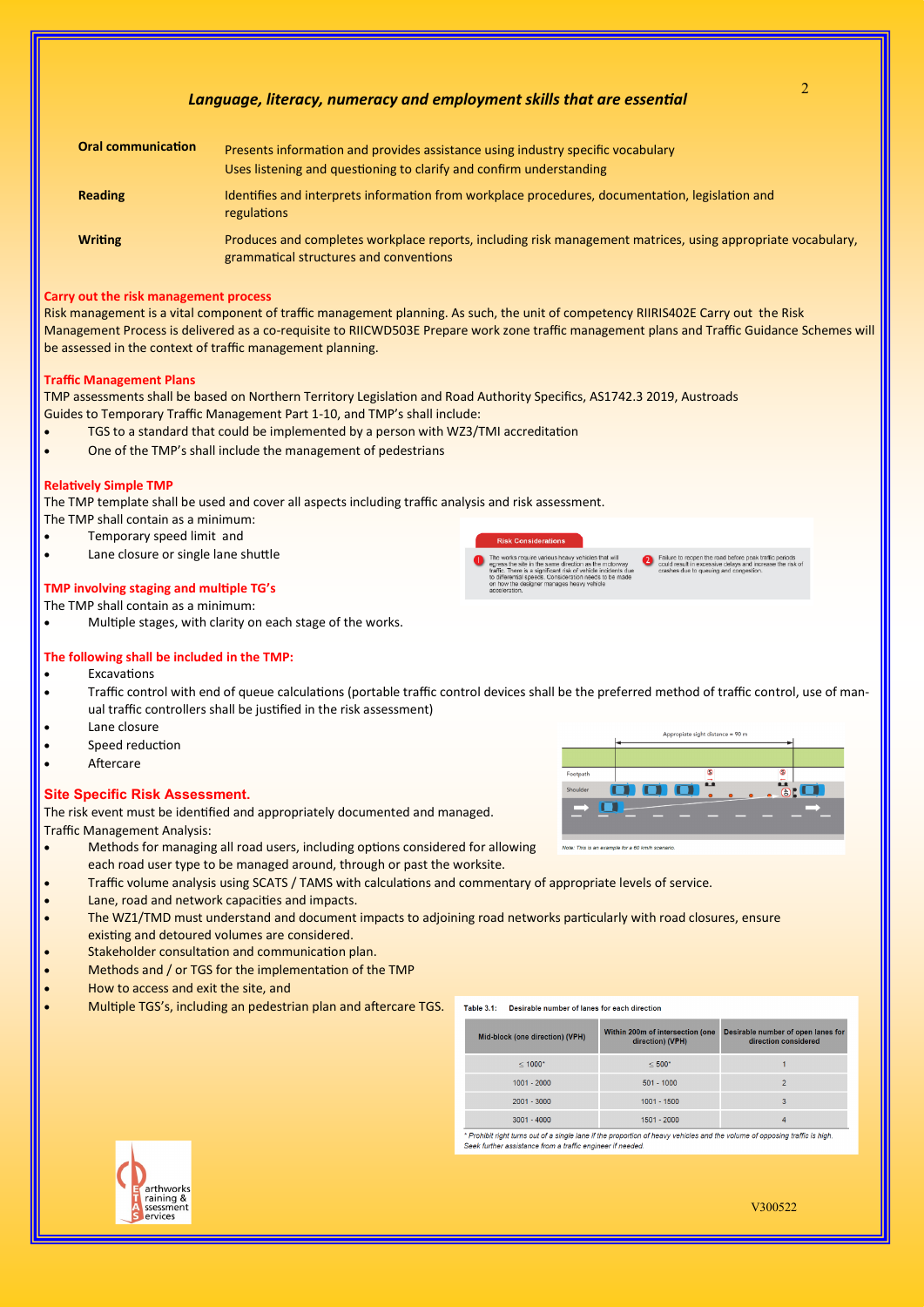## *Language, literacy, numeracy and employment skills that are essential*

| | |
|---|---|
| **Oral communication** | Presents information and provides assistance using industry specific vocabulary<br>Uses listening and questioning to clarify and confirm understanding |
| **Reading** | Identifies and interprets information from workplace procedures, documentation, legislation and regulations |
| **Writing** | Produces and completes workplace reports, including risk management matrices, using appropriate vocabulary, grammatical structures and conventions |

### Carry out the risk management process

Risk management is a vital component of traffic management planning. As such, the unit of competency RIIRIS402E Carry out the Risk Management Process is delivered as a co-requisite to RIICWD503E Prepare work zone traffic management plans and Traffic Guidance Schemes will be assessed in the context of traffic management planning.

### Traffic Management Plans

TMP assessments shall be based on Northern Territory Legislation and Road Authority Specifics, AS1742.3 2019, Austroads Guides to Temporary Traffic Management Part 1-10, and TMP's shall include:

- TGS to a standard that could be implemented by a person with WZ3/TMI accreditation
- One of the TMP's shall include the management of pedestrians

### Relatively Simple TMP

The TMP template shall be used and cover all aspects including traffic analysis and risk assessment.
The TMP shall contain as a minimum:

- Temporary speed limit and
- Lane closure or single lane shuttle

**Risk Considerations**

1. The works require various heavy vehicles that will egress the site in the same direction as the motorway traffic. There is a significant risk of vehicle incidents due to differential speeds. Consideration needs to be made on how the designer manages heavy vehicle acceleration.
2. Failure to reopen the road before peak traffic periods could result in excessive delays and increase the risk of crashes due to queuing and congestion.

### TMP involving staging and multiple TG's

The TMP shall contain as a minimum:

- Multiple stages, with clarity on each stage of the works.

### The following shall be included in the TMP:

- Excavations
- Traffic control with end of queue calculations (portable traffic control devices shall be the preferred method of traffic control, use of manual traffic controllers shall be justified in the risk assessment)
- Lane closure
- Speed reduction
- Aftercare

Appropriate sight distance = 90 m

Footpath

Shoulder

*Note: This is an example for a 60 km/h scenario.*

### Site Specific Risk Assessment.

The risk event must be identified and appropriately documented and managed.
Traffic Management Analysis:

- Methods for managing all road users, including options considered for allowing each road user type to be managed around, through or past the worksite.
- Traffic volume analysis using SCATS / TAMS with calculations and commentary of appropriate levels of service.
- Lane, road and network capacities and impacts.
- The WZ1/TMD must understand and document impacts to adjoining road networks particularly with road closures, ensure existing and detoured volumes are considered.
- Stakeholder consultation and communication plan.
- Methods and / or TGS for the implementation of the TMP
- How to access and exit the site, and
- Multiple TGS's, including an pedestrian plan and aftercare TGS.

**Table 3.1: Desirable number of lanes for each direction**

| Mid-block (one direction) (VPH) | Within 200m of intersection (one direction) (VPH) | Desirable number of open lanes for direction considered |
|---|---|---|
| ≤ 1000* | ≤ 500* | 1 |
| 1001 - 2000 | 501 - 1000 | 2 |
| 2001 - 3000 | 1001 - 1500 | 3 |
| 3001 - 4000 | 1501 - 2000 | 4 |

*\* Prohibit right turns out of a single lane if the proportion of heavy vehicles and the volume of opposing traffic is high. Seek further assistance from a traffic engineer if needed.*

Earthworks Training & Assessment Services

V300522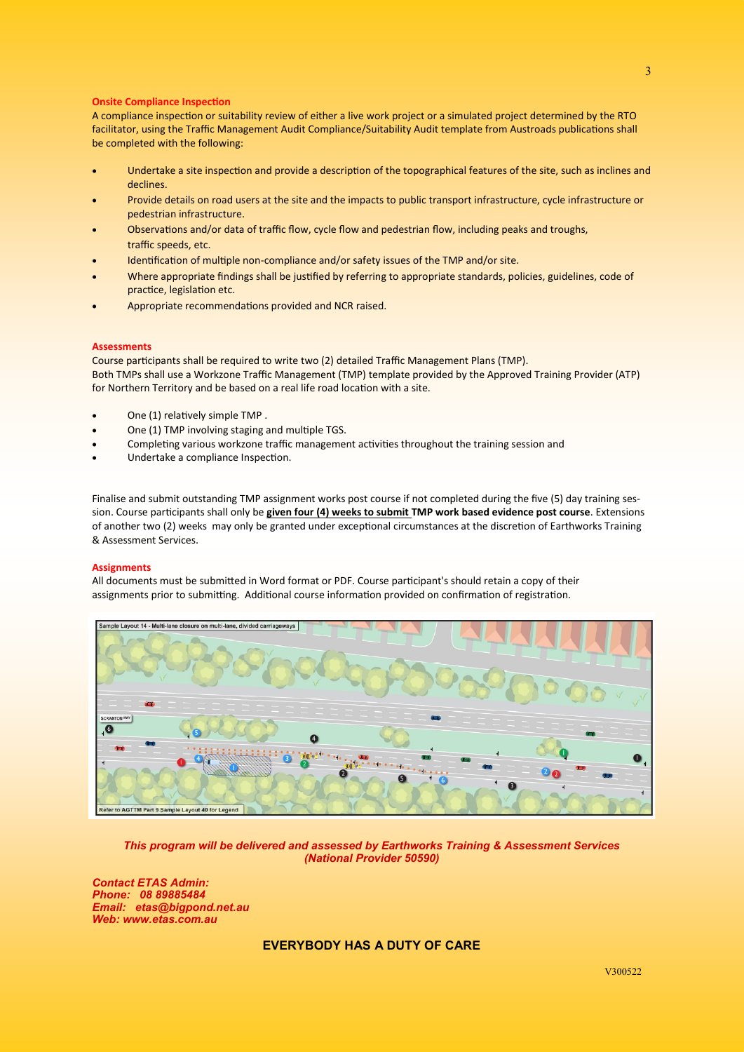**Onsite Compliance Inspection**

A compliance inspection or suitability review of either a live work project or a simulated project determined by the RTO facilitator, using the Traffic Management Audit Compliance/Suitability Audit template from Austroads publications shall be completed with the following:

- Undertake a site inspection and provide a description of the topographical features of the site, such as inclines and declines.
- Provide details on road users at the site and the impacts to public transport infrastructure, cycle infrastructure or pedestrian infrastructure.
- Observations and/or data of traffic flow, cycle flow and pedestrian flow, including peaks and troughs, traffic speeds, etc.
- Identification of multiple non-compliance and/or safety issues of the TMP and/or site.
- Where appropriate findings shall be justified by referring to appropriate standards, policies, guidelines, code of practice, legislation etc.
- Appropriate recommendations provided and NCR raised.

**Assessments**

Course participants shall be required to write two (2) detailed Traffic Management Plans (TMP).
Both TMPs shall use a Workzone Traffic Management (TMP) template provided by the Approved Training Provider (ATP) for Northern Territory and be based on a real life road location with a site.

- One (1) relatively simple TMP .
- One (1) TMP involving staging and multiple TGS.
- Completing various workzone traffic management activities throughout the training session and
- Undertake a compliance Inspection.

Finalise and submit outstanding TMP assignment works post course if not completed during the five (5) day training session. Course participants shall only be **given four (4) weeks to submit TMP work based evidence post course**. Extensions of another two (2) weeks may only be granted under exceptional circumstances at the discretion of Earthworks Training & Assessment Services.

**Assignments**

All documents must be submitted in Word format or PDF. Course participant's should retain a copy of their assignments prior to submitting. Additional course information provided on confirmation of registration.

Sample Layout 14 - Multi-lane closure on multi-lane, divided carriageways

Refer to AGTTM Part 9 Sample Layout 40 for Legend

***This program will be delivered and assessed by Earthworks Training & Assessment Services (National Provider 50590)***

***Contact ETAS Admin:***
***Phone: 08 89885484***
***Email: etas@bigpond.net.au***
***Web: www.etas.com.au***

**EVERYBODY HAS A DUTY OF CARE**

V300522